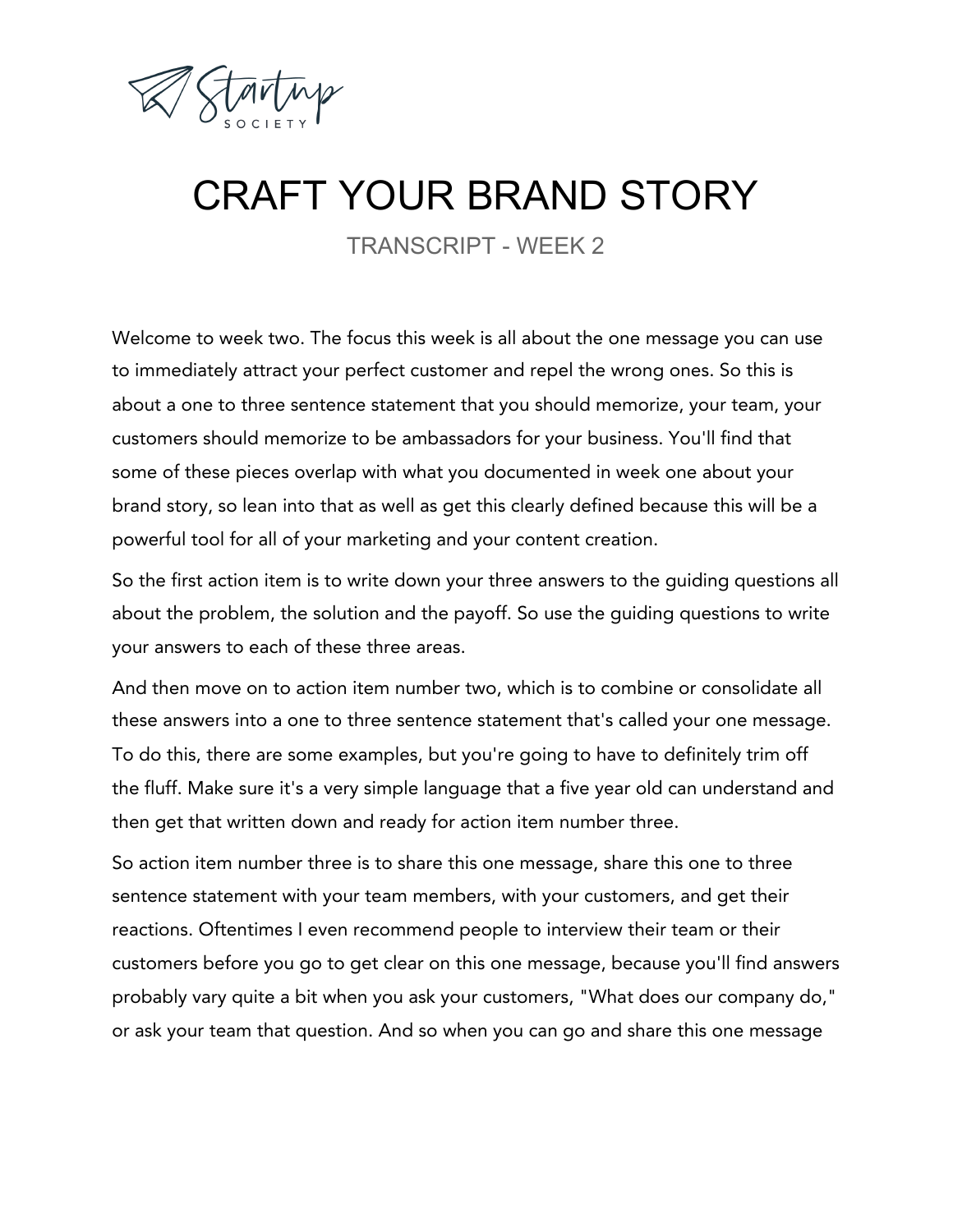# CRAFT YOUR BRAND STORY

TRANSCRIPT - WEEK 2

Welcome to week two. The focus this week is all about the one message you can use to immediately attract your perfect customer and repel the wrong ones. So this is about a one to three sentence statement that you should memorize, your team, your customers should memorize to be ambassadors for your business. You'll find that some of these pieces overlap with what you documented in week one about your brand story, so lean into that as well as get this clearly defined because this will be a powerful tool for all of your marketing and your content creation.

So the first action item is to write down your three answers to the guiding questions all about the problem, the solution and the payoff. So use the guiding questions to write your answers to each of these three areas.

And then move on to action item number two, which is to combine or consolidate all these answers into a one to three sentence statement that's called your one message. To do this, there are some examples, but you're going to have to definitely trim off the fluff. Make sure it's a very simple language that a five year old can understand and then get that written down and ready for action item number three.

So action item number three is to share this one message, share this one to three sentence statement with your team members, with your customers, and get their reactions. Oftentimes I even recommend people to interview their team or their customers before you go to get clear on this one message, because you'll find answers probably vary quite a bit when you ask your customers, "What does our company do," or ask your team that question. And so when you can go and share this one message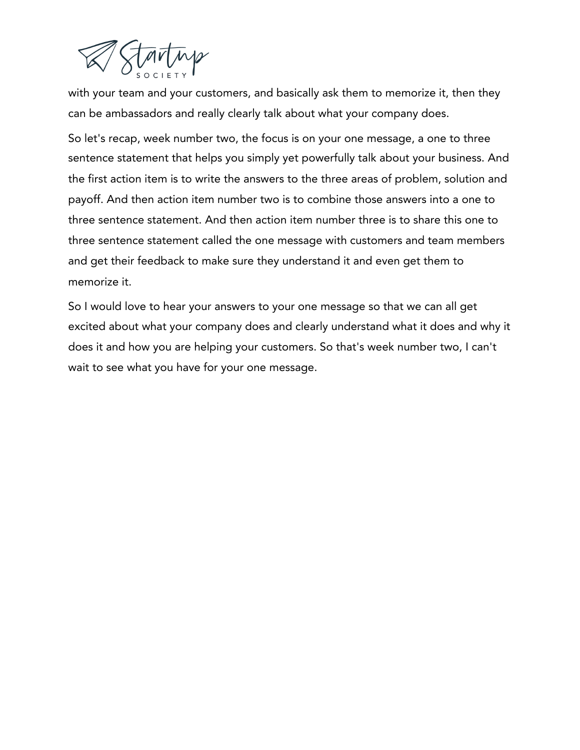with your team and your customers, and basically ask them to memorize it, then they can be ambassadors and really clearly talk about what your company does.

So let's recap, week number two, the focus is on your one message, a one to three sentence statement that helps you simply yet powerfully talk about your business. And the first action item is to write the answers to the three areas of problem, solution and payoff. And then action item number two is to combine those answers into a one to three sentence statement. And then action item number three is to share this one to three sentence statement called the one message with customers and team members and get their feedback to make sure they understand it and even get them to memorize it.

So I would love to hear your answers to your one message so that we can all get excited about what your company does and clearly understand what it does and why it does it and how you are helping your customers. So that's week number two, I can't wait to see what you have for your one message.